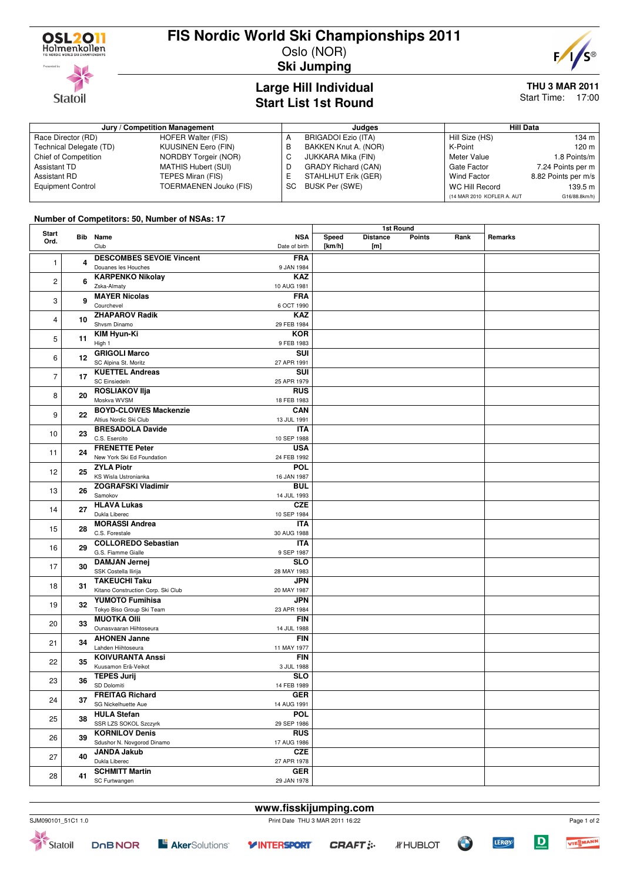# FIS Nordic World Ski Championships 2011

Oslo (NOR)

**Ski Jumping**

## Large Hill Individual
## Start List 1st Round

**THU 3 MAR 2011**
Start Time: 17:00

| Jury / Competition Management | | Judges | | Hill Data | |
|---|---|---|---|---|---|
| Race Director (RD) | HOFER Walter (FIS) | A | BRIGADOI Ezio (ITA) | Hill Size (HS) | 134 m |
| Technical Delegate (TD) | KUUSINEN Eero (FIN) | B | BAKKEN Knut A. (NOR) | K-Point | 120 m |
| Chief of Competition | NORDBY Torgeir (NOR) | C | JUKKARA Mika (FIN) | Meter Value | 1.8 Points/m |
| Assistant TD | MATHIS Hubert (SUI) | D | GRADY Richard (CAN) | Gate Factor | 7.24 Points per m |
| Assistant RD | TEPES Miran (FIS) | E | STAHLHUT Erik (GER) | Wind Factor | 8.82 Points per m/s |
| Equipment Control | TOERMAENEN Jouko (FIS) | SC | BUSK Per (SWE) | WC Hill Record | 139.5 m |
| | | | | (14 MAR 2010 KOFLER A. AUT | G16/88.8km/h) |

**Number of Competitors: 50, Number of NSAs: 17**

| Start Ord. | Bib | Name / Club | NSA / Date of birth | 1st Round Speed [km/h] | Distance [m] | Points | Rank | Remarks |
|---|---|---|---|---|---|---|---|---|
| 1 | 4 | **DESCOMBES SEVOIE Vincent** Douanes les Houches | **FRA** 9 JAN 1984 | | | | | |
| 2 | 6 | **KARPENKO Nikolay** Zska-Almaty | **KAZ** 10 AUG 1981 | | | | | |
| 3 | 9 | **MAYER Nicolas** Courchevel | **FRA** 6 OCT 1990 | | | | | |
| 4 | 10 | **ZHAPAROV Radik** Shvsm Dinamo | **KAZ** 29 FEB 1984 | | | | | |
| 5 | 11 | **KIM Hyun-Ki** High 1 | **KOR** 9 FEB 1983 | | | | | |
| 6 | 12 | **GRIGOLI Marco** SC Alpina St. Moritz | **SUI** 27 APR 1991 | | | | | |
| 7 | 17 | **KUETTEL Andreas** SC Einsiedeln | **SUI** 25 APR 1979 | | | | | |
| 8 | 20 | **ROSLIAKOV Ilja** Moskva WVSM | **RUS** 18 FEB 1983 | | | | | |
| 9 | 22 | **BOYD-CLOWES Mackenzie** Altius Nordic Ski Club | **CAN** 13 JUL 1991 | | | | | |
| 10 | 23 | **BRESADOLA Davide** C.S. Esercito | **ITA** 10 SEP 1988 | | | | | |
| 11 | 24 | **FRENETTE Peter** New York Ski Ed Foundation | **USA** 24 FEB 1992 | | | | | |
| 12 | 25 | **ZYLA Piotr** KS Wisla Ustronianka | **POL** 16 JAN 1987 | | | | | |
| 13 | 26 | **ZOGRAFSKI Vladimir** Samokov | **BUL** 14 JUL 1993 | | | | | |
| 14 | 27 | **HLAVA Lukas** Dukla Liberec | **CZE** 10 SEP 1984 | | | | | |
| 15 | 28 | **MORASSI Andrea** C.S. Forestale | **ITA** 30 AUG 1988 | | | | | |
| 16 | 29 | **COLLOREDO Sebastian** G.S. Fiamme Gialle | **ITA** 9 SEP 1987 | | | | | |
| 17 | 30 | **DAMJAN Jernej** SSK Costella Ilirija | **SLO** 28 MAY 1983 | | | | | |
| 18 | 31 | **TAKEUCHI Taku** Kitano Construction Corp. Ski Club | **JPN** 20 MAY 1987 | | | | | |
| 19 | 32 | **YUMOTO Fumihisa** Tokyo Biso Group Ski Team | **JPN** 23 APR 1984 | | | | | |
| 20 | 33 | **MUOTKA Olli** Ounasvaaran Hiihtoseura | **FIN** 14 JUL 1988 | | | | | |
| 21 | 34 | **AHONEN Janne** Lahden Hiihtoseura | **FIN** 11 MAY 1977 | | | | | |
| 22 | 35 | **KOIVURANTA Anssi** Kuusamon Erä-Veikot | **FIN** 3 JUL 1988 | | | | | |
| 23 | 36 | **TEPES Jurij** SD Dolomiti | **SLO** 14 FEB 1989 | | | | | |
| 24 | 37 | **FREITAG Richard** SG Nickelhuette Aue | **GER** 14 AUG 1991 | | | | | |
| 25 | 38 | **HULA Stefan** SSR LZS SOKOL Szczyrk | **POL** 29 SEP 1986 | | | | | |
| 26 | 39 | **KORNILOV Denis** Sdushor N. Novgorod Dinamo | **RUS** 17 AUG 1986 | | | | | |
| 27 | 40 | **JANDA Jakub** Dukla Liberec | **CZE** 27 APR 1978 | | | | | |
| 28 | 41 | **SCHMITT Martin** SC Furtwangen | **GER** 29 JAN 1978 | | | | | |

www.fisskijumping.com

SJM090101_51C1 1.0 Print Date THU 3 MAR 2011 16:22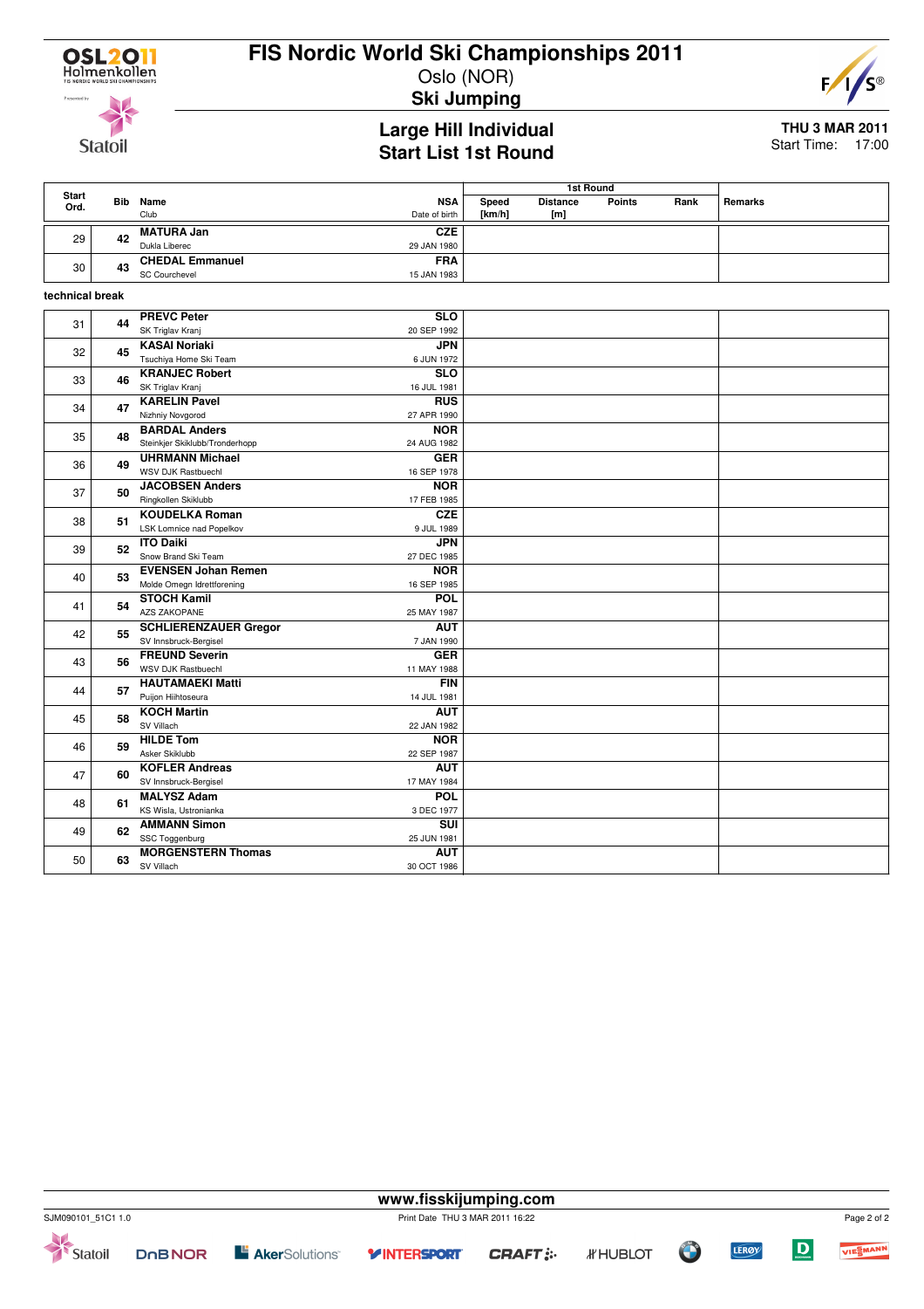# FIS Nordic World Ski Championships 2011

Oslo (NOR)

**Ski Jumping**

## Large Hill Individual
## Start List 1st Round

**THU 3 MAR 2011**

Start Time: 17:00

| Start Ord. | Bib | Name / Club | NSA / Date of birth | 1st Round Speed [km/h] | Distance [m] | Points | Rank | Remarks |
|---|---|---|---|---|---|---|---|---|
| 29 | 42 | **MATURA Jan** Dukla Liberec | **CZE** 29 JAN 1980 | | | | | |
| 30 | 43 | **CHEDAL Emmanuel** SC Courchevel | **FRA** 15 JAN 1983 | | | | | |

**technical break**

| Start Ord. | Bib | Name / Club | NSA / Date of birth | 1st Round Speed [km/h] | Distance [m] | Points | Rank | Remarks |
|---|---|---|---|---|---|---|---|---|
| 31 | 44 | **PREVC Peter** SK Triglav Kranj | **SLO** 20 SEP 1992 | | | | | |
| 32 | 45 | **KASAI Noriaki** Tsuchiya Home Ski Team | **JPN** 6 JUN 1972 | | | | | |
| 33 | 46 | **KRANJEC Robert** SK Triglav Kranj | **SLO** 16 JUL 1981 | | | | | |
| 34 | 47 | **KARELIN Pavel** Nizhniy Novgorod | **RUS** 27 APR 1990 | | | | | |
| 35 | 48 | **BARDAL Anders** Steinkjer Skiklubb/Tronderhopp | **NOR** 24 AUG 1982 | | | | | |
| 36 | 49 | **UHRMANN Michael** WSV DJK Rastbuechl | **GER** 16 SEP 1978 | | | | | |
| 37 | 50 | **JACOBSEN Anders** Ringkollen Skiklubb | **NOR** 17 FEB 1985 | | | | | |
| 38 | 51 | **KOUDELKA Roman** LSK Lomnice nad Popelkov | **CZE** 9 JUL 1989 | | | | | |
| 39 | 52 | **ITO Daiki** Snow Brand Ski Team | **JPN** 27 DEC 1985 | | | | | |
| 40 | 53 | **EVENSEN Johan Remen** Molde Omegn Idrettforening | **NOR** 16 SEP 1985 | | | | | |
| 41 | 54 | **STOCH Kamil** AZS ZAKOPANE | **POL** 25 MAY 1987 | | | | | |
| 42 | 55 | **SCHLIERENZAUER Gregor** SV Innsbruck-Bergisel | **AUT** 7 JAN 1990 | | | | | |
| 43 | 56 | **FREUND Severin** WSV DJK Rastbuechl | **GER** 11 MAY 1988 | | | | | |
| 44 | 57 | **HAUTAMAEKI Matti** Puijon Hiihtoseura | **FIN** 14 JUL 1981 | | | | | |
| 45 | 58 | **KOCH Martin** SV Villach | **AUT** 22 JAN 1982 | | | | | |
| 46 | 59 | **HILDE Tom** Asker Skiklubb | **NOR** 22 SEP 1987 | | | | | |
| 47 | 60 | **KOFLER Andreas** SV Innsbruck-Bergisel | **AUT** 17 MAY 1984 | | | | | |
| 48 | 61 | **MALYSZ Adam** KS Wisla, Ustronianka | **POL** 3 DEC 1977 | | | | | |
| 49 | 62 | **AMMANN Simon** SSC Toggenburg | **SUI** 25 JUN 1981 | | | | | |
| 50 | 63 | **MORGENSTERN Thomas** SV Villach | **AUT** 30 OCT 1986 | | | | | |

www.fisskijumping.com

SJM090101_51C1 1.0 Print Date THU 3 MAR 2011 16:22